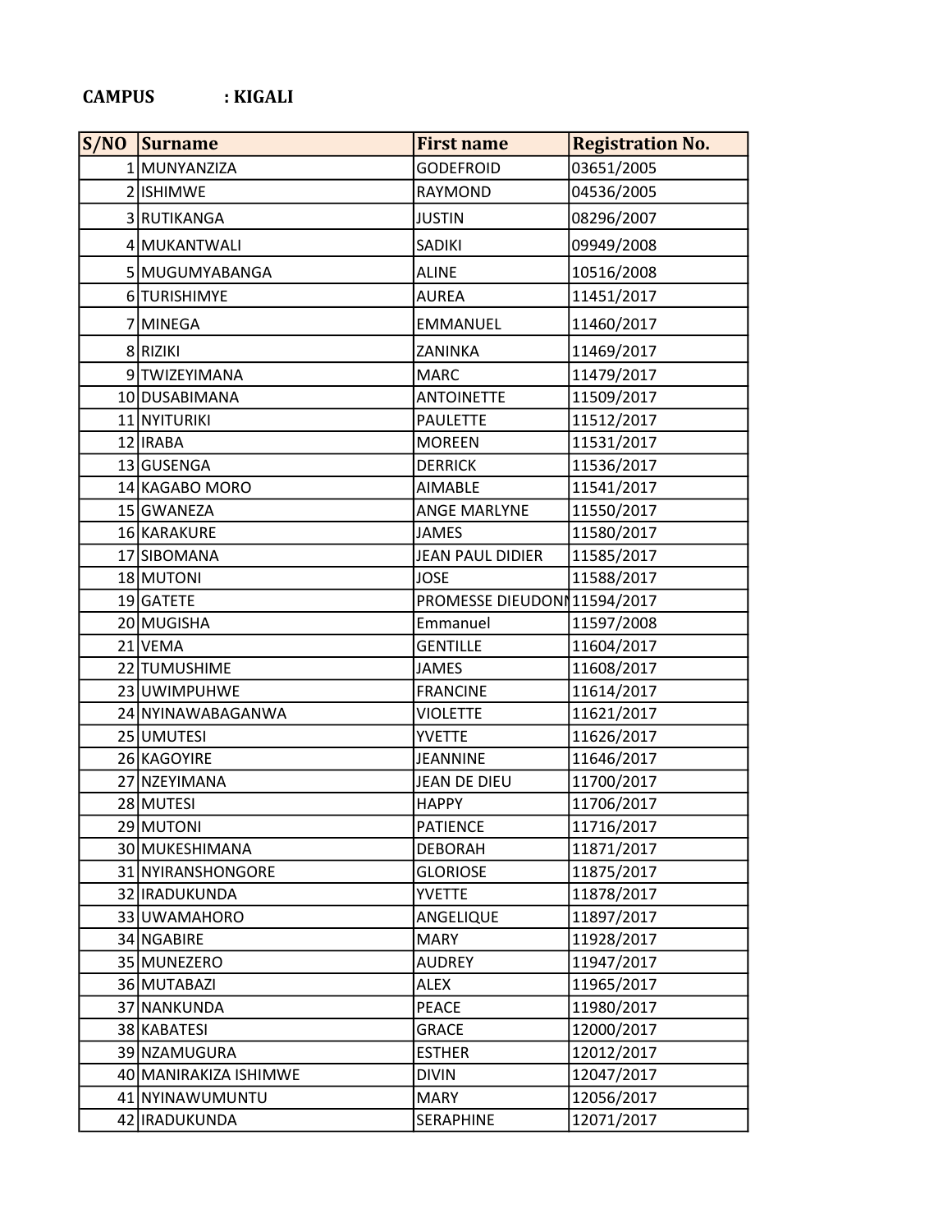**CAMPUS : KIGALI**

| S/NO | Surname | First name | Registration No. |
|---|---|---|---|
| 1 | MUNYANZIZA | GODEFROID | 03651/2005 |
| 2 | ISHIMWE | RAYMOND | 04536/2005 |
| 3 | RUTIKANGA | JUSTIN | 08296/2007 |
| 4 | MUKANTWALI | SADIKI | 09949/2008 |
| 5 | MUGUMYABANGA | ALINE | 10516/2008 |
| 6 | TURISHIMYE | AUREA | 11451/2017 |
| 7 | MINEGA | EMMANUEL | 11460/2017 |
| 8 | RIZIKI | ZANINKA | 11469/2017 |
| 9 | TWIZEYIMANA | MARC | 11479/2017 |
| 10 | DUSABIMANA | ANTOINETTE | 11509/2017 |
| 11 | NYITURIKI | PAULETTE | 11512/2017 |
| 12 | IRABA | MOREEN | 11531/2017 |
| 13 | GUSENGA | DERRICK | 11536/2017 |
| 14 | KAGABO MORO | AIMABLE | 11541/2017 |
| 15 | GWANEZA | ANGE MARLYNE | 11550/2017 |
| 16 | KARAKURE | JAMES | 11580/2017 |
| 17 | SIBOMANA | JEAN PAUL DIDIER | 11585/2017 |
| 18 | MUTONI | JOSE | 11588/2017 |
| 19 | GATETE | PROMESSE DIEUDONN | 11594/2017 |
| 20 | MUGISHA | Emmanuel | 11597/2008 |
| 21 | VEMA | GENTILLE | 11604/2017 |
| 22 | TUMUSHIME | JAMES | 11608/2017 |
| 23 | UWIMPUHWE | FRANCINE | 11614/2017 |
| 24 | NYINAWABAGANWA | VIOLETTE | 11621/2017 |
| 25 | UMUTESI | YVETTE | 11626/2017 |
| 26 | KAGOYIRE | JEANNINE | 11646/2017 |
| 27 | NZEYIMANA | JEAN DE DIEU | 11700/2017 |
| 28 | MUTESI | HAPPY | 11706/2017 |
| 29 | MUTONI | PATIENCE | 11716/2017 |
| 30 | MUKESHIMANA | DEBORAH | 11871/2017 |
| 31 | NYIRANSHONGORE | GLORIOSE | 11875/2017 |
| 32 | IRADUKUNDA | YVETTE | 11878/2017 |
| 33 | UWAMAHORO | ANGELIQUE | 11897/2017 |
| 34 | NGABIRE | MARY | 11928/2017 |
| 35 | MUNEZERO | AUDREY | 11947/2017 |
| 36 | MUTABAZI | ALEX | 11965/2017 |
| 37 | NANKUNDA | PEACE | 11980/2017 |
| 38 | KABATESI | GRACE | 12000/2017 |
| 39 | NZAMUGURA | ESTHER | 12012/2017 |
| 40 | MANIRAKIZA ISHIMWE | DIVIN | 12047/2017 |
| 41 | NYINAWUMUNTU | MARY | 12056/2017 |
| 42 | IRADUKUNDA | SERAPHINE | 12071/2017 |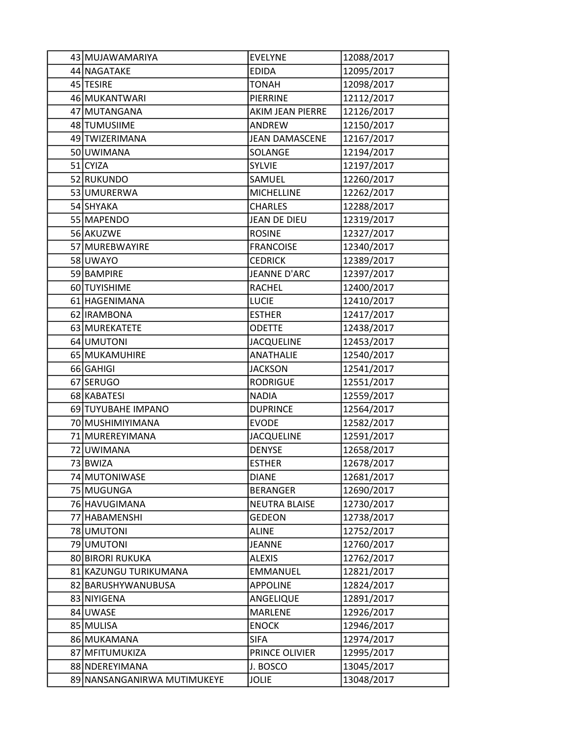| | | | |
|---|---|---|---|
| 43 | MUJAWAMARIYA | EVELYNE | 12088/2017 |
| 44 | NAGATAKE | EDIDA | 12095/2017 |
| 45 | TESIRE | TONAH | 12098/2017 |
| 46 | MUKANTWARI | PIERRINE | 12112/2017 |
| 47 | MUTANGANA | AKIM JEAN PIERRE | 12126/2017 |
| 48 | TUMUSIIME | ANDREW | 12150/2017 |
| 49 | TWIZERIMANA | JEAN DAMASCENE | 12167/2017 |
| 50 | UWIMANA | SOLANGE | 12194/2017 |
| 51 | CYIZA | SYLVIE | 12197/2017 |
| 52 | RUKUNDO | SAMUEL | 12260/2017 |
| 53 | UMURERWA | MICHELLINE | 12262/2017 |
| 54 | SHYAKA | CHARLES | 12288/2017 |
| 55 | MAPENDO | JEAN DE DIEU | 12319/2017 |
| 56 | AKUZWE | ROSINE | 12327/2017 |
| 57 | MUREBWAYIRE | FRANCOISE | 12340/2017 |
| 58 | UWAYO | CEDRICK | 12389/2017 |
| 59 | BAMPIRE | JEANNE D'ARC | 12397/2017 |
| 60 | TUYISHIME | RACHEL | 12400/2017 |
| 61 | HAGENIMANA | LUCIE | 12410/2017 |
| 62 | IRAMBONA | ESTHER | 12417/2017 |
| 63 | MUREKATETE | ODETTE | 12438/2017 |
| 64 | UMUTONI | JACQUELINE | 12453/2017 |
| 65 | MUKAMUHIRE | ANATHALIE | 12540/2017 |
| 66 | GAHIGI | JACKSON | 12541/2017 |
| 67 | SERUGO | RODRIGUE | 12551/2017 |
| 68 | KABATESI | NADIA | 12559/2017 |
| 69 | TUYUBAHE IMPANO | DUPRINCE | 12564/2017 |
| 70 | MUSHIMIYIMANA | EVODE | 12582/2017 |
| 71 | MUREREYIMANA | JACQUELINE | 12591/2017 |
| 72 | UWIMANA | DENYSE | 12658/2017 |
| 73 | BWIZA | ESTHER | 12678/2017 |
| 74 | MUTONIWASE | DIANE | 12681/2017 |
| 75 | MUGUNGA | BERANGER | 12690/2017 |
| 76 | HAVUGIMANA | NEUTRA BLAISE | 12730/2017 |
| 77 | HABAMENSHI | GEDEON | 12738/2017 |
| 78 | UMUTONI | ALINE | 12752/2017 |
| 79 | UMUTONI | JEANNE | 12760/2017 |
| 80 | BIRORI RUKUKA | ALEXIS | 12762/2017 |
| 81 | KAZUNGU TURIKUMANA | EMMANUEL | 12821/2017 |
| 82 | BARUSHYWANUBUSA | APPOLINE | 12824/2017 |
| 83 | NIYIGENA | ANGELIQUE | 12891/2017 |
| 84 | UWASE | MARLENE | 12926/2017 |
| 85 | MULISA | ENOCK | 12946/2017 |
| 86 | MUKAMANA | SIFA | 12974/2017 |
| 87 | MFITUMUKIZA | PRINCE OLIVIER | 12995/2017 |
| 88 | NDEREYIMANA | J. BOSCO | 13045/2017 |
| 89 | NANSANGANIRWA MUTIMUKEYE | JOLIE | 13048/2017 |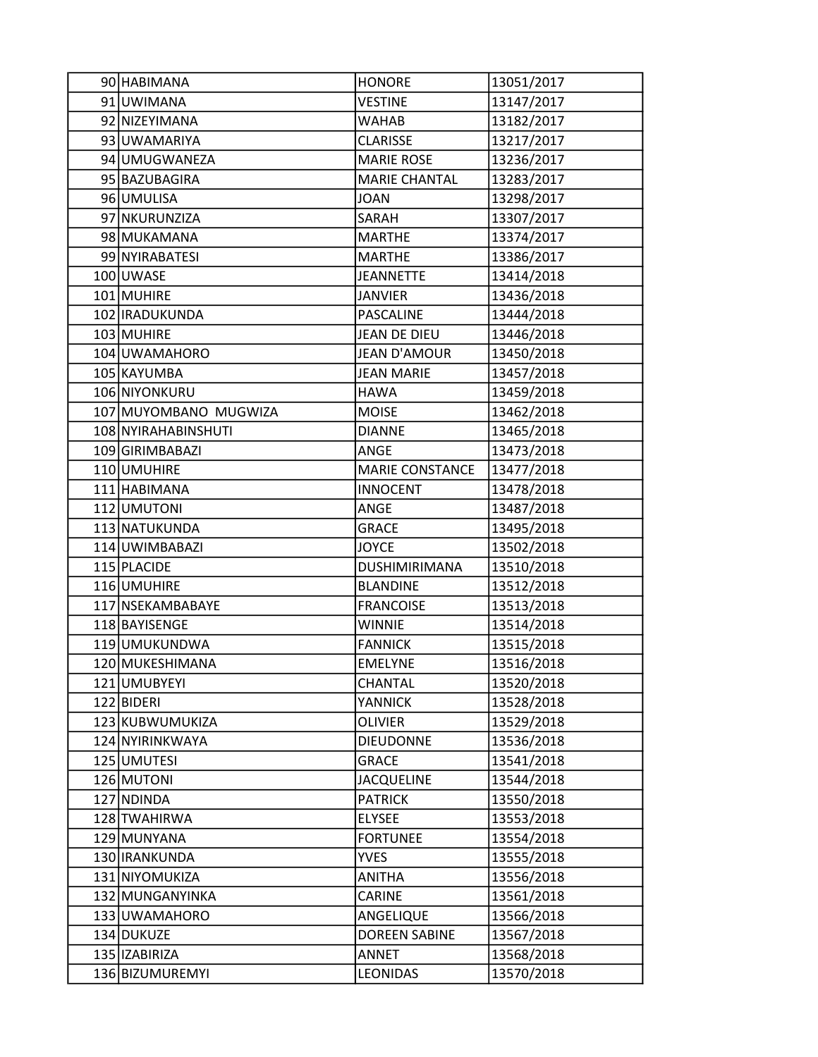| | | | |
|---|---|---|---|
| 90 | HABIMANA | HONORE | 13051/2017 |
| 91 | UWIMANA | VESTINE | 13147/2017 |
| 92 | NIZEYIMANA | WAHAB | 13182/2017 |
| 93 | UWAMARIYA | CLARISSE | 13217/2017 |
| 94 | UMUGWANEZA | MARIE ROSE | 13236/2017 |
| 95 | BAZUBAGIRA | MARIE CHANTAL | 13283/2017 |
| 96 | UMULISA | JOAN | 13298/2017 |
| 97 | NKURUNZIZA | SARAH | 13307/2017 |
| 98 | MUKAMANA | MARTHE | 13374/2017 |
| 99 | NYIRABATESI | MARTHE | 13386/2017 |
| 100 | UWASE | JEANNETTE | 13414/2018 |
| 101 | MUHIRE | JANVIER | 13436/2018 |
| 102 | IRADUKUNDA | PASCALINE | 13444/2018 |
| 103 | MUHIRE | JEAN DE DIEU | 13446/2018 |
| 104 | UWAMAHORO | JEAN D'AMOUR | 13450/2018 |
| 105 | KAYUMBA | JEAN MARIE | 13457/2018 |
| 106 | NIYONKURU | HAWA | 13459/2018 |
| 107 | MUYOMBANO MUGWIZA | MOISE | 13462/2018 |
| 108 | NYIRAHABINSHUTI | DIANNE | 13465/2018 |
| 109 | GIRIMBABAZI | ANGE | 13473/2018 |
| 110 | UMUHIRE | MARIE CONSTANCE | 13477/2018 |
| 111 | HABIMANA | INNOCENT | 13478/2018 |
| 112 | UMUTONI | ANGE | 13487/2018 |
| 113 | NATUKUNDA | GRACE | 13495/2018 |
| 114 | UWIMBABAZI | JOYCE | 13502/2018 |
| 115 | PLACIDE | DUSHIMIRIMANA | 13510/2018 |
| 116 | UMUHIRE | BLANDINE | 13512/2018 |
| 117 | NSEKAMBABAYE | FRANCOISE | 13513/2018 |
| 118 | BAYISENGE | WINNIE | 13514/2018 |
| 119 | UMUKUNDWA | FANNICK | 13515/2018 |
| 120 | MUKESHIMANA | EMELYNE | 13516/2018 |
| 121 | UMUBYEYI | CHANTAL | 13520/2018 |
| 122 | BIDERI | YANNICK | 13528/2018 |
| 123 | KUBWUMUKIZA | OLIVIER | 13529/2018 |
| 124 | NYIRINKWAYA | DIEUDONNE | 13536/2018 |
| 125 | UMUTESI | GRACE | 13541/2018 |
| 126 | MUTONI | JACQUELINE | 13544/2018 |
| 127 | NDINDA | PATRICK | 13550/2018 |
| 128 | TWAHIRWA | ELYSEE | 13553/2018 |
| 129 | MUNYANA | FORTUNEE | 13554/2018 |
| 130 | IRANKUNDA | YVES | 13555/2018 |
| 131 | NIYOMUKIZA | ANITHA | 13556/2018 |
| 132 | MUNGANYINKA | CARINE | 13561/2018 |
| 133 | UWAMAHORO | ANGELIQUE | 13566/2018 |
| 134 | DUKUZE | DOREEN SABINE | 13567/2018 |
| 135 | IZABIRIZA | ANNET | 13568/2018 |
| 136 | BIZUMUREMYI | LEONIDAS | 13570/2018 |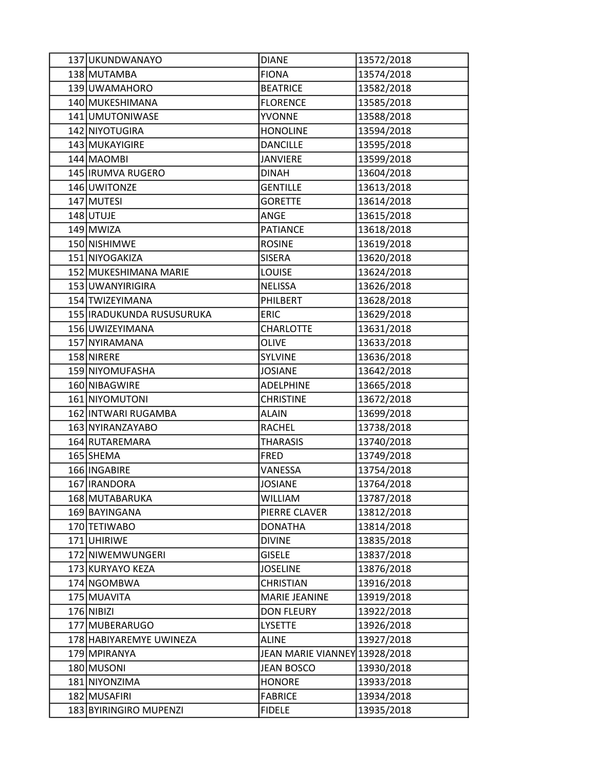| | | | |
|---|---|---|---|
| 137 | UKUNDWANAYO | DIANE | 13572/2018 |
| 138 | MUTAMBA | FIONA | 13574/2018 |
| 139 | UWAMAHORO | BEATRICE | 13582/2018 |
| 140 | MUKESHIMANA | FLORENCE | 13585/2018 |
| 141 | UMUTONIWASE | YVONNE | 13588/2018 |
| 142 | NIYOTUGIRA | HONOLINE | 13594/2018 |
| 143 | MUKAYIGIRE | DANCILLE | 13595/2018 |
| 144 | MAOMBI | JANVIERE | 13599/2018 |
| 145 | IRUMVA RUGERO | DINAH | 13604/2018 |
| 146 | UWITONZE | GENTILLE | 13613/2018 |
| 147 | MUTESI | GORETTE | 13614/2018 |
| 148 | UTUJE | ANGE | 13615/2018 |
| 149 | MWIZA | PATIANCE | 13618/2018 |
| 150 | NISHIMWE | ROSINE | 13619/2018 |
| 151 | NIYOGAKIZA | SISERA | 13620/2018 |
| 152 | MUKESHIMANA MARIE | LOUISE | 13624/2018 |
| 153 | UWANYIRIGIRA | NELISSA | 13626/2018 |
| 154 | TWIZEYIMANA | PHILBERT | 13628/2018 |
| 155 | IRADUKUNDA RUSUSURUKA | ERIC | 13629/2018 |
| 156 | UWIZEYIMANA | CHARLOTTE | 13631/2018 |
| 157 | NYIRAMANA | OLIVE | 13633/2018 |
| 158 | NIRERE | SYLVINE | 13636/2018 |
| 159 | NIYOMUFASHA | JOSIANE | 13642/2018 |
| 160 | NIBAGWIRE | ADELPHINE | 13665/2018 |
| 161 | NIYOMUTONI | CHRISTINE | 13672/2018 |
| 162 | INTWARI RUGAMBA | ALAIN | 13699/2018 |
| 163 | NYIRANZAYABO | RACHEL | 13738/2018 |
| 164 | RUTAREMARA | THARASIS | 13740/2018 |
| 165 | SHEMA | FRED | 13749/2018 |
| 166 | INGABIRE | VANESSA | 13754/2018 |
| 167 | IRANDORA | JOSIANE | 13764/2018 |
| 168 | MUTABARUKA | WILLIAM | 13787/2018 |
| 169 | BAYINGANA | PIERRE CLAVER | 13812/2018 |
| 170 | TETIWABO | DONATHA | 13814/2018 |
| 171 | UHIRIWE | DIVINE | 13835/2018 |
| 172 | NIWEMWUNGERI | GISELE | 13837/2018 |
| 173 | KURYAYO KEZA | JOSELINE | 13876/2018 |
| 174 | NGOMBWA | CHRISTIAN | 13916/2018 |
| 175 | MUAVITA | MARIE JEANINE | 13919/2018 |
| 176 | NIBIZI | DON FLEURY | 13922/2018 |
| 177 | MUBERARUGO | LYSETTE | 13926/2018 |
| 178 | HABIYAREMYE UWINEZA | ALINE | 13927/2018 |
| 179 | MPIRANYA | JEAN MARIE VIANNEY | 13928/2018 |
| 180 | MUSONI | JEAN BOSCO | 13930/2018 |
| 181 | NIYONZIMA | HONORE | 13933/2018 |
| 182 | MUSAFIRI | FABRICE | 13934/2018 |
| 183 | BYIRINGIRO MUPENZI | FIDELE | 13935/2018 |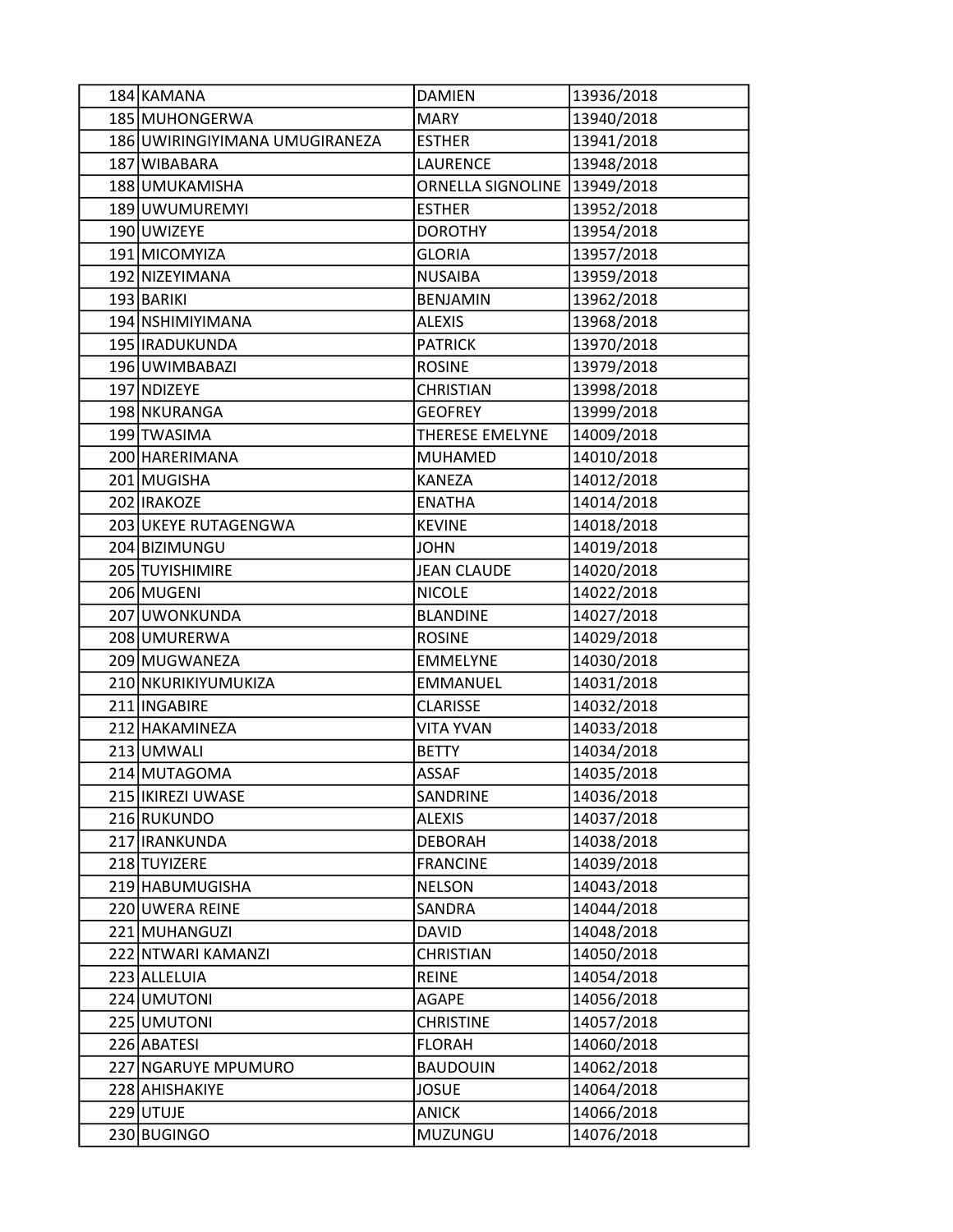| | | | |
|---|---|---|---|
| 184 | KAMANA | DAMIEN | 13936/2018 |
| 185 | MUHONGERWA | MARY | 13940/2018 |
| 186 | UWIRINGIYIMANA UMUGIRANEZA | ESTHER | 13941/2018 |
| 187 | WIBABARA | LAURENCE | 13948/2018 |
| 188 | UMUKAMISHA | ORNELLA SIGNOLINE | 13949/2018 |
| 189 | UWUMUREMYI | ESTHER | 13952/2018 |
| 190 | UWIZEYE | DOROTHY | 13954/2018 |
| 191 | MICOMYIZA | GLORIA | 13957/2018 |
| 192 | NIZEYIMANA | NUSAIBA | 13959/2018 |
| 193 | BARIKI | BENJAMIN | 13962/2018 |
| 194 | NSHIMIYIMANA | ALEXIS | 13968/2018 |
| 195 | IRADUKUNDA | PATRICK | 13970/2018 |
| 196 | UWIMBABAZI | ROSINE | 13979/2018 |
| 197 | NDIZEYE | CHRISTIAN | 13998/2018 |
| 198 | NKURANGA | GEOFREY | 13999/2018 |
| 199 | TWASIMA | THERESE EMELYNE | 14009/2018 |
| 200 | HARERIMANA | MUHAMED | 14010/2018 |
| 201 | MUGISHA | KANEZA | 14012/2018 |
| 202 | IRAKOZE | ENATHA | 14014/2018 |
| 203 | UKEYE RUTAGENGWA | KEVINE | 14018/2018 |
| 204 | BIZIMUNGU | JOHN | 14019/2018 |
| 205 | TUYISHIMIRE | JEAN CLAUDE | 14020/2018 |
| 206 | MUGENI | NICOLE | 14022/2018 |
| 207 | UWONKUNDA | BLANDINE | 14027/2018 |
| 208 | UMURERWA | ROSINE | 14029/2018 |
| 209 | MUGWANEZA | EMMELYNE | 14030/2018 |
| 210 | NKURIKIYUMUKIZA | EMMANUEL | 14031/2018 |
| 211 | INGABIRE | CLARISSE | 14032/2018 |
| 212 | HAKAMINEZA | VITA YVAN | 14033/2018 |
| 213 | UMWALI | BETTY | 14034/2018 |
| 214 | MUTAGOMA | ASSAF | 14035/2018 |
| 215 | IKIREZI UWASE | SANDRINE | 14036/2018 |
| 216 | RUKUNDO | ALEXIS | 14037/2018 |
| 217 | IRANKUNDA | DEBORAH | 14038/2018 |
| 218 | TUYIZERE | FRANCINE | 14039/2018 |
| 219 | HABUMUGISHA | NELSON | 14043/2018 |
| 220 | UWERA REINE | SANDRA | 14044/2018 |
| 221 | MUHANGUZI | DAVID | 14048/2018 |
| 222 | NTWARI KAMANZI | CHRISTIAN | 14050/2018 |
| 223 | ALLELUIA | REINE | 14054/2018 |
| 224 | UMUTONI | AGAPE | 14056/2018 |
| 225 | UMUTONI | CHRISTINE | 14057/2018 |
| 226 | ABATESI | FLORAH | 14060/2018 |
| 227 | NGARUYE MPUMURO | BAUDOUIN | 14062/2018 |
| 228 | AHISHAKIYE | JOSUE | 14064/2018 |
| 229 | UTUJE | ANICK | 14066/2018 |
| 230 | BUGINGO | MUZUNGU | 14076/2018 |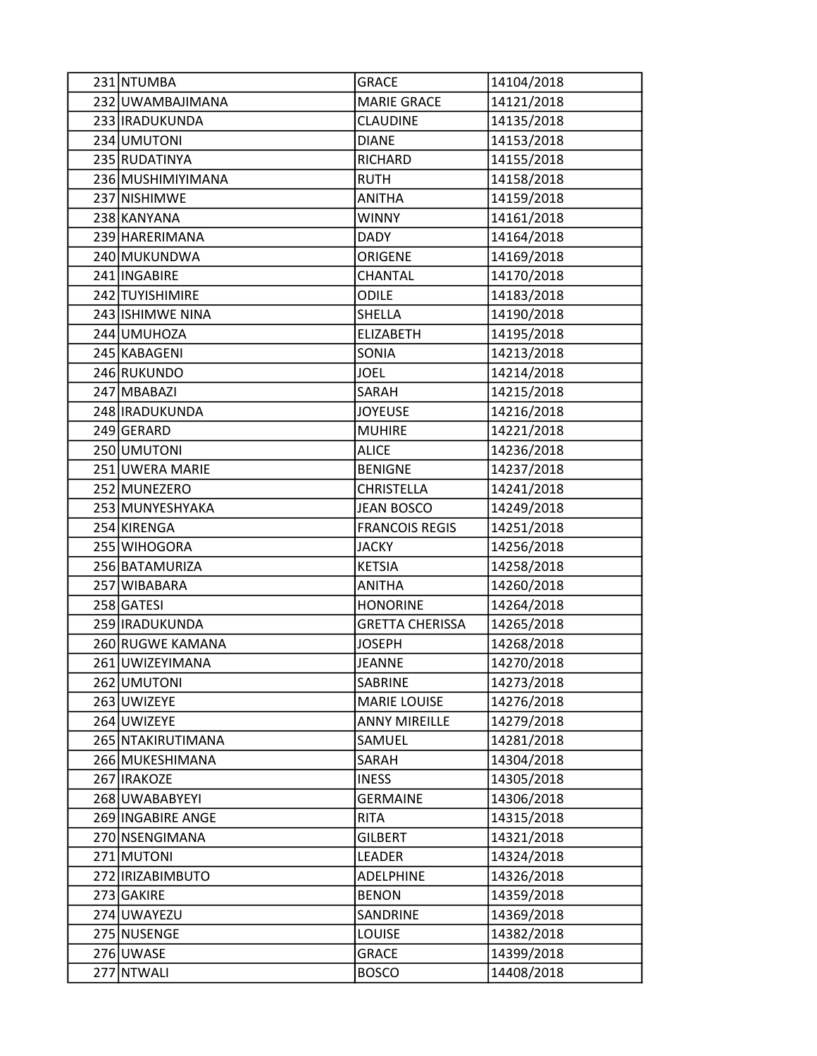| | | | |
|---|---|---|---|
| 231 | NTUMBA | GRACE | 14104/2018 |
| 232 | UWAMBAJIMANA | MARIE GRACE | 14121/2018 |
| 233 | IRADUKUNDA | CLAUDINE | 14135/2018 |
| 234 | UMUTONI | DIANE | 14153/2018 |
| 235 | RUDATINYA | RICHARD | 14155/2018 |
| 236 | MUSHIMIYIMANA | RUTH | 14158/2018 |
| 237 | NISHIMWE | ANITHA | 14159/2018 |
| 238 | KANYANA | WINNY | 14161/2018 |
| 239 | HARERIMANA | DADY | 14164/2018 |
| 240 | MUKUNDWA | ORIGENE | 14169/2018 |
| 241 | INGABIRE | CHANTAL | 14170/2018 |
| 242 | TUYISHIMIRE | ODILE | 14183/2018 |
| 243 | ISHIMWE NINA | SHELLA | 14190/2018 |
| 244 | UMUHOZA | ELIZABETH | 14195/2018 |
| 245 | KABAGENI | SONIA | 14213/2018 |
| 246 | RUKUNDO | JOEL | 14214/2018 |
| 247 | MBABAZI | SARAH | 14215/2018 |
| 248 | IRADUKUNDA | JOYEUSE | 14216/2018 |
| 249 | GERARD | MUHIRE | 14221/2018 |
| 250 | UMUTONI | ALICE | 14236/2018 |
| 251 | UWERA MARIE | BENIGNE | 14237/2018 |
| 252 | MUNEZERO | CHRISTELLA | 14241/2018 |
| 253 | MUNYESHYAKA | JEAN BOSCO | 14249/2018 |
| 254 | KIRENGA | FRANCOIS REGIS | 14251/2018 |
| 255 | WIHOGORA | JACKY | 14256/2018 |
| 256 | BATAMURIZA | KETSIA | 14258/2018 |
| 257 | WIBABARA | ANITHA | 14260/2018 |
| 258 | GATESI | HONORINE | 14264/2018 |
| 259 | IRADUKUNDA | GRETTA CHERISSA | 14265/2018 |
| 260 | RUGWE KAMANA | JOSEPH | 14268/2018 |
| 261 | UWIZEYIMANA | JEANNE | 14270/2018 |
| 262 | UMUTONI | SABRINE | 14273/2018 |
| 263 | UWIZEYE | MARIE LOUISE | 14276/2018 |
| 264 | UWIZEYE | ANNY MIREILLE | 14279/2018 |
| 265 | NTAKIRUTIMANA | SAMUEL | 14281/2018 |
| 266 | MUKESHIMANA | SARAH | 14304/2018 |
| 267 | IRAKOZE | INESS | 14305/2018 |
| 268 | UWABABYEYI | GERMAINE | 14306/2018 |
| 269 | INGABIRE ANGE | RITA | 14315/2018 |
| 270 | NSENGIMANA | GILBERT | 14321/2018 |
| 271 | MUTONI | LEADER | 14324/2018 |
| 272 | IRIZABIMBUTO | ADELPHINE | 14326/2018 |
| 273 | GAKIRE | BENON | 14359/2018 |
| 274 | UWAYEZU | SANDRINE | 14369/2018 |
| 275 | NUSENGE | LOUISE | 14382/2018 |
| 276 | UWASE | GRACE | 14399/2018 |
| 277 | NTWALI | BOSCO | 14408/2018 |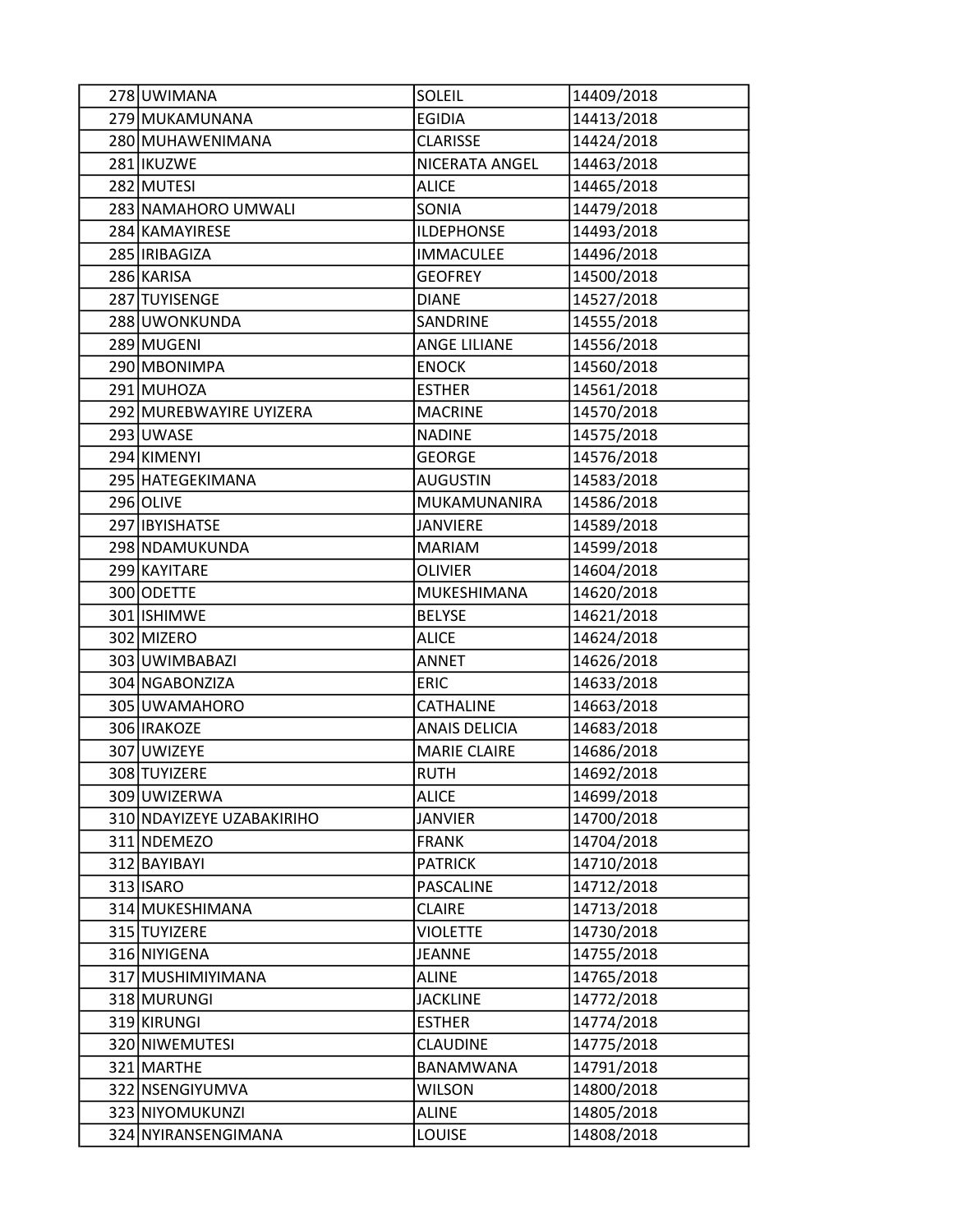| | | | |
|---|---|---|---|
| 278 | UWIMANA | SOLEIL | 14409/2018 |
| 279 | MUKAMUNANA | EGIDIA | 14413/2018 |
| 280 | MUHAWENIMANA | CLARISSE | 14424/2018 |
| 281 | IKUZWE | NICERATA ANGEL | 14463/2018 |
| 282 | MUTESI | ALICE | 14465/2018 |
| 283 | NAMAHORO UMWALI | SONIA | 14479/2018 |
| 284 | KAMAYIRESE | ILDEPHONSE | 14493/2018 |
| 285 | IRIBAGIZA | IMMACULEE | 14496/2018 |
| 286 | KARISA | GEOFREY | 14500/2018 |
| 287 | TUYISENGE | DIANE | 14527/2018 |
| 288 | UWONKUNDA | SANDRINE | 14555/2018 |
| 289 | MUGENI | ANGE LILIANE | 14556/2018 |
| 290 | MBONIMPA | ENOCK | 14560/2018 |
| 291 | MUHOZA | ESTHER | 14561/2018 |
| 292 | MUREBWAYIRE UYIZERA | MACRINE | 14570/2018 |
| 293 | UWASE | NADINE | 14575/2018 |
| 294 | KIMENYI | GEORGE | 14576/2018 |
| 295 | HATEGEKIMANA | AUGUSTIN | 14583/2018 |
| 296 | OLIVE | MUKAMUNANIRA | 14586/2018 |
| 297 | IBYISHATSE | JANVIERE | 14589/2018 |
| 298 | NDAMUKUNDA | MARIAM | 14599/2018 |
| 299 | KAYITARE | OLIVIER | 14604/2018 |
| 300 | ODETTE | MUKESHIMANA | 14620/2018 |
| 301 | ISHIMWE | BELYSE | 14621/2018 |
| 302 | MIZERO | ALICE | 14624/2018 |
| 303 | UWIMBABAZI | ANNET | 14626/2018 |
| 304 | NGABONZIZA | ERIC | 14633/2018 |
| 305 | UWAMAHORO | CATHALINE | 14663/2018 |
| 306 | IRAKOZE | ANAIS DELICIA | 14683/2018 |
| 307 | UWIZEYE | MARIE CLAIRE | 14686/2018 |
| 308 | TUYIZERE | RUTH | 14692/2018 |
| 309 | UWIZERWA | ALICE | 14699/2018 |
| 310 | NDAYIZEYE UZABAKIRIHO | JANVIER | 14700/2018 |
| 311 | NDEMEZO | FRANK | 14704/2018 |
| 312 | BAYIBAYI | PATRICK | 14710/2018 |
| 313 | ISARO | PASCALINE | 14712/2018 |
| 314 | MUKESHIMANA | CLAIRE | 14713/2018 |
| 315 | TUYIZERE | VIOLETTE | 14730/2018 |
| 316 | NIYIGENA | JEANNE | 14755/2018 |
| 317 | MUSHIMIYIMANA | ALINE | 14765/2018 |
| 318 | MURUNGI | JACKLINE | 14772/2018 |
| 319 | KIRUNGI | ESTHER | 14774/2018 |
| 320 | NIWEMUTESI | CLAUDINE | 14775/2018 |
| 321 | MARTHE | BANAMWANA | 14791/2018 |
| 322 | NSENGIYUMVA | WILSON | 14800/2018 |
| 323 | NIYOMUKUNZI | ALINE | 14805/2018 |
| 324 | NYIRANSENGIMANA | LOUISE | 14808/2018 |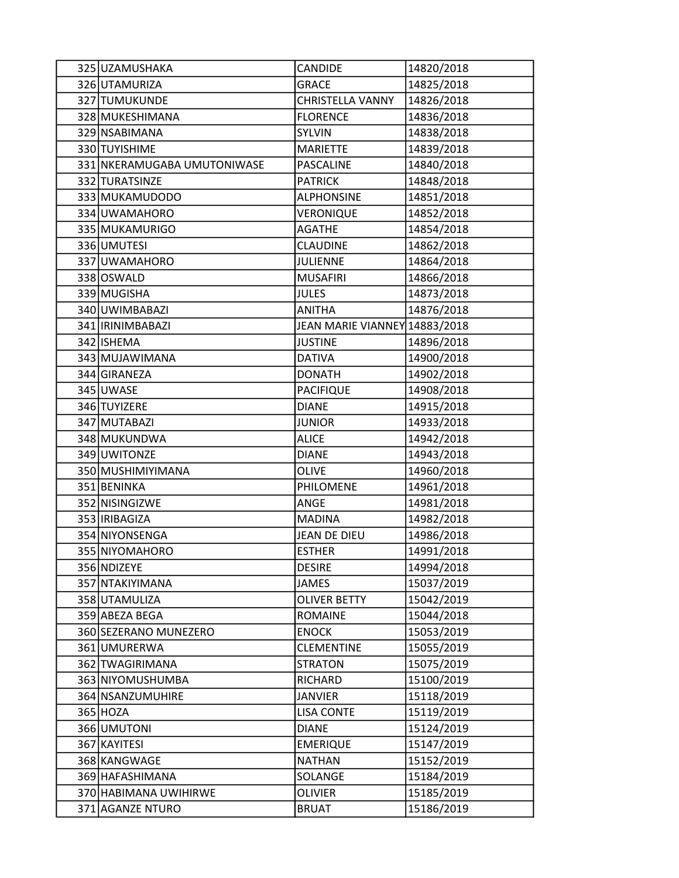| 325 | UZAMUSHAKA | CANDIDE | 14820/2018 |
|---|---|---|---|
| 326 | UTAMURIZA | GRACE | 14825/2018 |
| 327 | TUMUKUNDE | CHRISTELLA VANNY | 14826/2018 |
| 328 | MUKESHIMANA | FLORENCE | 14836/2018 |
| 329 | NSABIMANA | SYLVIN | 14838/2018 |
| 330 | TUYISHIME | MARIETTE | 14839/2018 |
| 331 | NKERAMUGABA UMUTONIWASE | PASCALINE | 14840/2018 |
| 332 | TURATSINZE | PATRICK | 14848/2018 |
| 333 | MUKAMUDODO | ALPHONSINE | 14851/2018 |
| 334 | UWAMAHORO | VERONIQUE | 14852/2018 |
| 335 | MUKAMURIGO | AGATHE | 14854/2018 |
| 336 | UMUTESI | CLAUDINE | 14862/2018 |
| 337 | UWAMAHORO | JULIENNE | 14864/2018 |
| 338 | OSWALD | MUSAFIRI | 14866/2018 |
| 339 | MUGISHA | JULES | 14873/2018 |
| 340 | UWIMBABAZI | ANITHA | 14876/2018 |
| 341 | IRINIMBABAZI | JEAN MARIE VIANNEY | 14883/2018 |
| 342 | ISHEMA | JUSTINE | 14896/2018 |
| 343 | MUJAWIMANA | DATIVA | 14900/2018 |
| 344 | GIRANEZA | DONATH | 14902/2018 |
| 345 | UWASE | PACIFIQUE | 14908/2018 |
| 346 | TUYIZERE | DIANE | 14915/2018 |
| 347 | MUTABAZI | JUNIOR | 14933/2018 |
| 348 | MUKUNDWA | ALICE | 14942/2018 |
| 349 | UWITONZE | DIANE | 14943/2018 |
| 350 | MUSHIMIYIMANA | OLIVE | 14960/2018 |
| 351 | BENINKA | PHILOMENE | 14961/2018 |
| 352 | NISINGIZWE | ANGE | 14981/2018 |
| 353 | IRIBAGIZA | MADINA | 14982/2018 |
| 354 | NIYONSENGA | JEAN DE DIEU | 14986/2018 |
| 355 | NIYOMAHORO | ESTHER | 14991/2018 |
| 356 | NDIZEYE | DESIRE | 14994/2018 |
| 357 | NTAKIYIMANA | JAMES | 15037/2019 |
| 358 | UTAMULIZA | OLIVER BETTY | 15042/2019 |
| 359 | ABEZA BEGA | ROMAINE | 15044/2018 |
| 360 | SEZERANO MUNEZERO | ENOCK | 15053/2019 |
| 361 | UMURERWA | CLEMENTINE | 15055/2019 |
| 362 | TWAGIRIMANA | STRATON | 15075/2019 |
| 363 | NIYOMUSHUMBA | RICHARD | 15100/2019 |
| 364 | NSANZUMUHIRE | JANVIER | 15118/2019 |
| 365 | HOZA | LISA CONTE | 15119/2019 |
| 366 | UMUTONI | DIANE | 15124/2019 |
| 367 | KAYITESI | EMERIQUE | 15147/2019 |
| 368 | KANGWAGE | NATHAN | 15152/2019 |
| 369 | HAFASHIMANA | SOLANGE | 15184/2019 |
| 370 | HABIMANA UWIHIRWE | OLIVIER | 15185/2019 |
| 371 | AGANZE NTURO | BRUAT | 15186/2019 |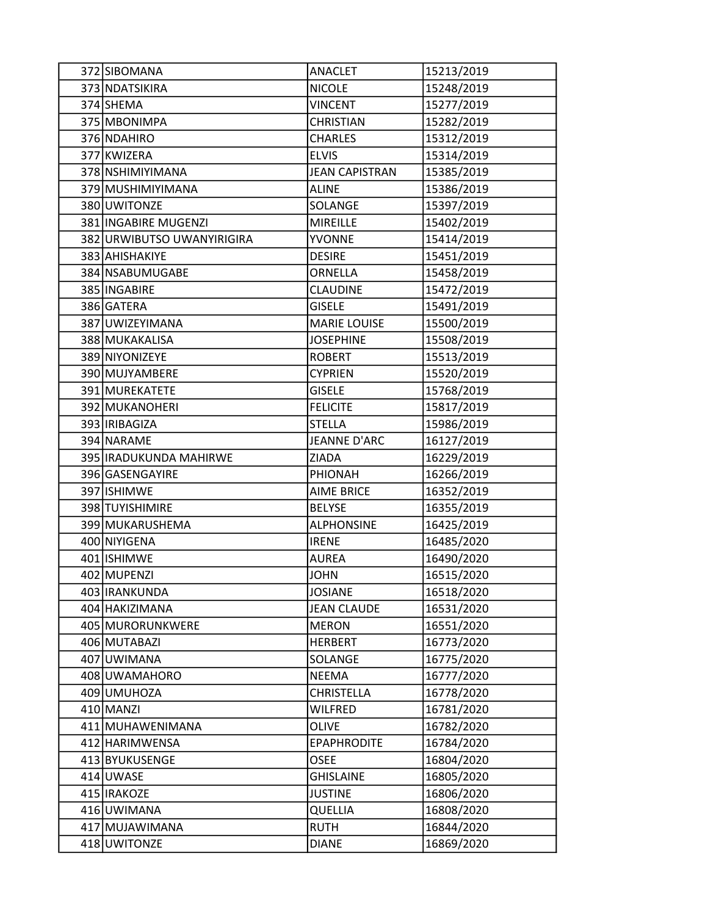| | | | |
|---|---|---|---|
| 372 | SIBOMANA | ANACLET | 15213/2019 |
| 373 | NDATSIKIRA | NICOLE | 15248/2019 |
| 374 | SHEMA | VINCENT | 15277/2019 |
| 375 | MBONIMPA | CHRISTIAN | 15282/2019 |
| 376 | NDAHIRO | CHARLES | 15312/2019 |
| 377 | KWIZERA | ELVIS | 15314/2019 |
| 378 | NSHIMIYIMANA | JEAN CAPISTRAN | 15385/2019 |
| 379 | MUSHIMIYIMANA | ALINE | 15386/2019 |
| 380 | UWITONZE | SOLANGE | 15397/2019 |
| 381 | INGABIRE MUGENZI | MIREILLE | 15402/2019 |
| 382 | URWIBUTSO UWANYIRIGIRA | YVONNE | 15414/2019 |
| 383 | AHISHAKIYE | DESIRE | 15451/2019 |
| 384 | NSABUMUGABE | ORNELLA | 15458/2019 |
| 385 | INGABIRE | CLAUDINE | 15472/2019 |
| 386 | GATERA | GISELE | 15491/2019 |
| 387 | UWIZEYIMANA | MARIE LOUISE | 15500/2019 |
| 388 | MUKAKALISA | JOSEPHINE | 15508/2019 |
| 389 | NIYONIZEYE | ROBERT | 15513/2019 |
| 390 | MUJYAMBERE | CYPRIEN | 15520/2019 |
| 391 | MUREKATETE | GISELE | 15768/2019 |
| 392 | MUKANOHERI | FELICITE | 15817/2019 |
| 393 | IRIBAGIZA | STELLA | 15986/2019 |
| 394 | NARAME | JEANNE D'ARC | 16127/2019 |
| 395 | IRADUKUNDA MAHIRWE | ZIADA | 16229/2019 |
| 396 | GASENGAYIRE | PHIONAH | 16266/2019 |
| 397 | ISHIMWE | AIME BRICE | 16352/2019 |
| 398 | TUYISHIMIRE | BELYSE | 16355/2019 |
| 399 | MUKARUSHEMA | ALPHONSINE | 16425/2019 |
| 400 | NIYIGENA | IRENE | 16485/2020 |
| 401 | ISHIMWE | AUREA | 16490/2020 |
| 402 | MUPENZI | JOHN | 16515/2020 |
| 403 | IRANKUNDA | JOSIANE | 16518/2020 |
| 404 | HAKIZIMANA | JEAN CLAUDE | 16531/2020 |
| 405 | MURORUNKWERE | MERON | 16551/2020 |
| 406 | MUTABAZI | HERBERT | 16773/2020 |
| 407 | UWIMANA | SOLANGE | 16775/2020 |
| 408 | UWAMAHORO | NEEMA | 16777/2020 |
| 409 | UMUHOZA | CHRISTELLA | 16778/2020 |
| 410 | MANZI | WILFRED | 16781/2020 |
| 411 | MUHAWENIMANA | OLIVE | 16782/2020 |
| 412 | HARIMWENSA | EPAPHRODITE | 16784/2020 |
| 413 | BYUKUSENGE | OSEE | 16804/2020 |
| 414 | UWASE | GHISLAINE | 16805/2020 |
| 415 | IRAKOZE | JUSTINE | 16806/2020 |
| 416 | UWIMANA | QUELLIA | 16808/2020 |
| 417 | MUJAWIMANA | RUTH | 16844/2020 |
| 418 | UWITONZE | DIANE | 16869/2020 |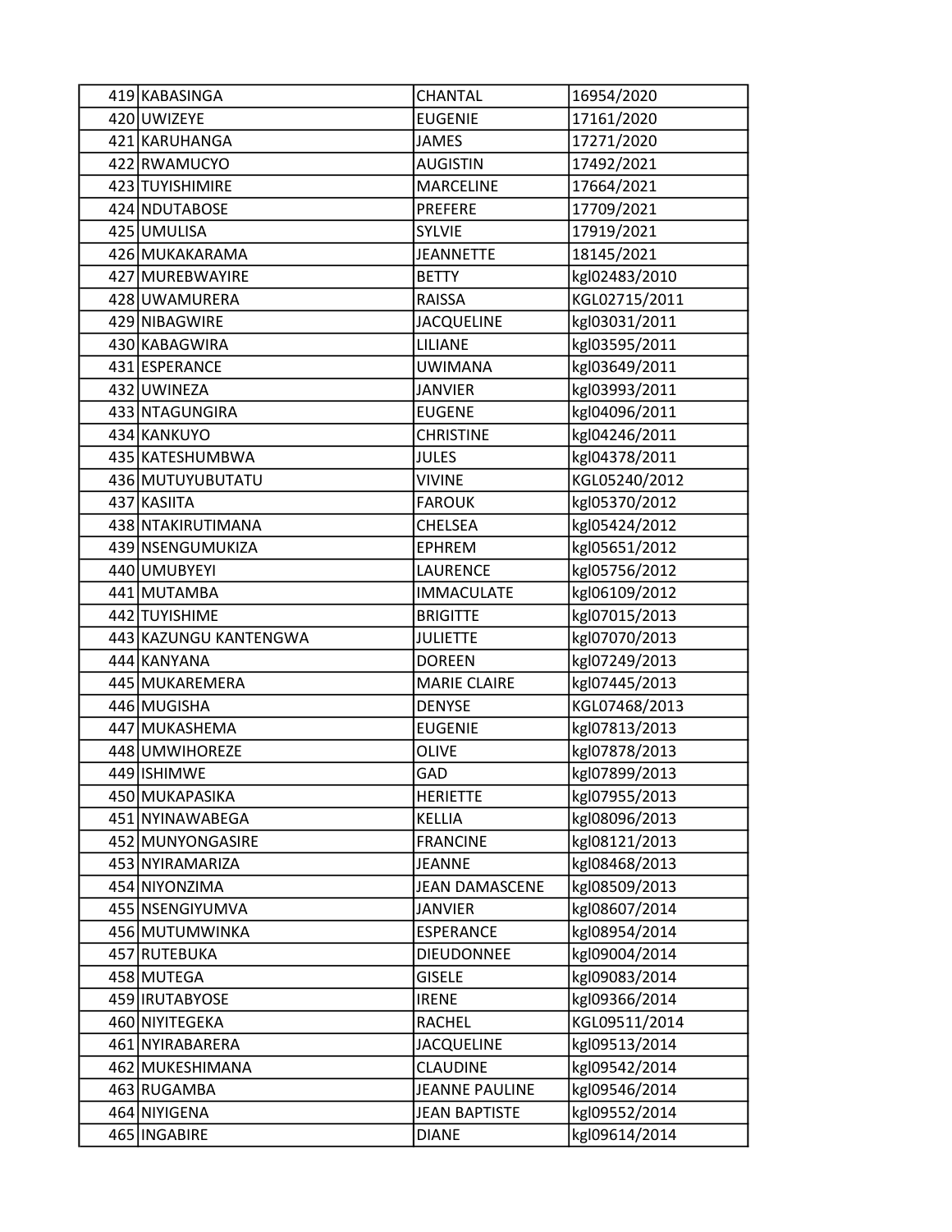| | | | |
|---|---|---|---|
| 419 | KABASINGA | CHANTAL | 16954/2020 |
| 420 | UWIZEYE | EUGENIE | 17161/2020 |
| 421 | KARUHANGA | JAMES | 17271/2020 |
| 422 | RWAMUCYO | AUGISTIN | 17492/2021 |
| 423 | TUYISHIMIRE | MARCELINE | 17664/2021 |
| 424 | NDUTABOSE | PREFERE | 17709/2021 |
| 425 | UMULISA | SYLVIE | 17919/2021 |
| 426 | MUKAKARAMA | JEANNETTE | 18145/2021 |
| 427 | MUREBWAYIRE | BETTY | kgl02483/2010 |
| 428 | UWAMURERA | RAISSA | KGL02715/2011 |
| 429 | NIBAGWIRE | JACQUELINE | kgl03031/2011 |
| 430 | KABAGWIRA | LILIANE | kgl03595/2011 |
| 431 | ESPERANCE | UWIMANA | kgl03649/2011 |
| 432 | UWINEZA | JANVIER | kgl03993/2011 |
| 433 | NTAGUNGIRA | EUGENE | kgl04096/2011 |
| 434 | KANKUYO | CHRISTINE | kgl04246/2011 |
| 435 | KATESHUMBWA | JULES | kgl04378/2011 |
| 436 | MUTUYUBUTATU | VIVINE | KGL05240/2012 |
| 437 | KASIITA | FAROUK | kgl05370/2012 |
| 438 | NTAKIRUTIMANA | CHELSEA | kgl05424/2012 |
| 439 | NSENGUMUKIZA | EPHREM | kgl05651/2012 |
| 440 | UMUBYEYI | LAURENCE | kgl05756/2012 |
| 441 | MUTAMBA | IMMACULATE | kgl06109/2012 |
| 442 | TUYISHIME | BRIGITTE | kgl07015/2013 |
| 443 | KAZUNGU KANTENGWA | JULIETTE | kgl07070/2013 |
| 444 | KANYANA | DOREEN | kgl07249/2013 |
| 445 | MUKAREMERA | MARIE CLAIRE | kgl07445/2013 |
| 446 | MUGISHA | DENYSE | KGL07468/2013 |
| 447 | MUKASHEMA | EUGENIE | kgl07813/2013 |
| 448 | UMWIHOREZE | OLIVE | kgl07878/2013 |
| 449 | ISHIMWE | GAD | kgl07899/2013 |
| 450 | MUKAPASIKA | HERIETTE | kgl07955/2013 |
| 451 | NYINAWABEGA | KELLIA | kgl08096/2013 |
| 452 | MUNYONGASIRE | FRANCINE | kgl08121/2013 |
| 453 | NYIRAMARIZA | JEANNE | kgl08468/2013 |
| 454 | NIYONZIMA | JEAN DAMASCENE | kgl08509/2013 |
| 455 | NSENGIYUMVA | JANVIER | kgl08607/2014 |
| 456 | MUTUMWINKA | ESPERANCE | kgl08954/2014 |
| 457 | RUTEBUKA | DIEUDONNEE | kgl09004/2014 |
| 458 | MUTEGA | GISELE | kgl09083/2014 |
| 459 | IRUTABYOSE | IRENE | kgl09366/2014 |
| 460 | NIYITEGEKA | RACHEL | KGL09511/2014 |
| 461 | NYIRABARERA | JACQUELINE | kgl09513/2014 |
| 462 | MUKESHIMANA | CLAUDINE | kgl09542/2014 |
| 463 | RUGAMBA | JEANNE PAULINE | kgl09546/2014 |
| 464 | NIYIGENA | JEAN BAPTISTE | kgl09552/2014 |
| 465 | INGABIRE | DIANE | kgl09614/2014 |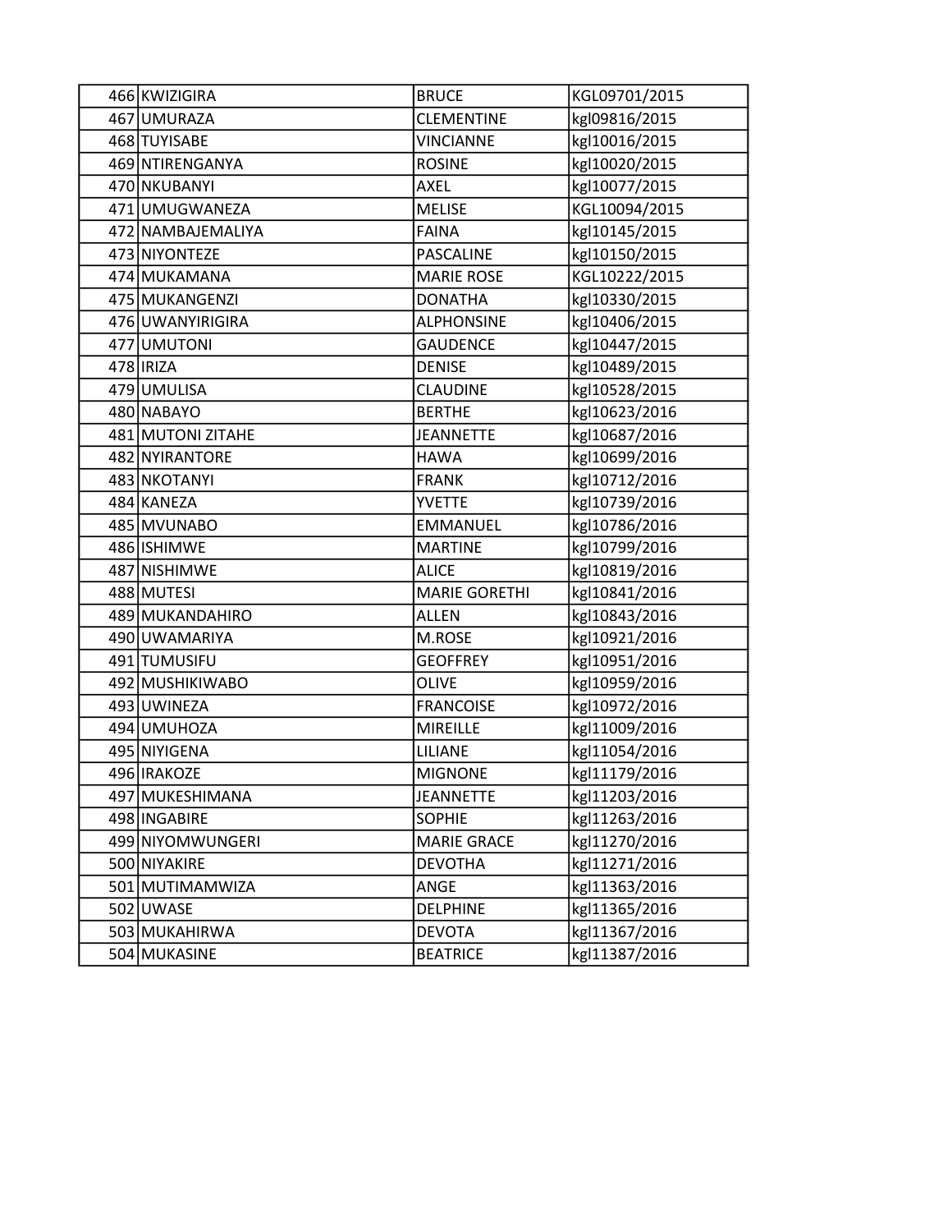| | | | |
|---|---|---|---|
| 466 | KWIZIGIRA | BRUCE | KGL09701/2015 |
| 467 | UMURAZA | CLEMENTINE | kgl09816/2015 |
| 468 | TUYISABE | VINCIANNE | kgl10016/2015 |
| 469 | NTIRENGANYA | ROSINE | kgl10020/2015 |
| 470 | NKUBANYI | AXEL | kgl10077/2015 |
| 471 | UMUGWANEZA | MELISE | KGL10094/2015 |
| 472 | NAMBAJEMALIYA | FAINA | kgl10145/2015 |
| 473 | NIYONTEZE | PASCALINE | kgl10150/2015 |
| 474 | MUKAMANA | MARIE ROSE | KGL10222/2015 |
| 475 | MUKANGENZI | DONATHA | kgl10330/2015 |
| 476 | UWANYIRIGIRA | ALPHONSINE | kgl10406/2015 |
| 477 | UMUTONI | GAUDENCE | kgl10447/2015 |
| 478 | IRIZA | DENISE | kgl10489/2015 |
| 479 | UMULISA | CLAUDINE | kgl10528/2015 |
| 480 | NABAYO | BERTHE | kgl10623/2016 |
| 481 | MUTONI ZITAHE | JEANNETTE | kgl10687/2016 |
| 482 | NYIRANTORE | HAWA | kgl10699/2016 |
| 483 | NKOTANYI | FRANK | kgl10712/2016 |
| 484 | KANEZA | YVETTE | kgl10739/2016 |
| 485 | MVUNABO | EMMANUEL | kgl10786/2016 |
| 486 | ISHIMWE | MARTINE | kgl10799/2016 |
| 487 | NISHIMWE | ALICE | kgl10819/2016 |
| 488 | MUTESI | MARIE GORETHI | kgl10841/2016 |
| 489 | MUKANDAHIRO | ALLEN | kgl10843/2016 |
| 490 | UWAMARIYA | M.ROSE | kgl10921/2016 |
| 491 | TUMUSIFU | GEOFFREY | kgl10951/2016 |
| 492 | MUSHIKIWABO | OLIVE | kgl10959/2016 |
| 493 | UWINEZA | FRANCOISE | kgl10972/2016 |
| 494 | UMUHOZA | MIREILLE | kgl11009/2016 |
| 495 | NIYIGENA | LILIANE | kgl11054/2016 |
| 496 | IRAKOZE | MIGNONE | kgl11179/2016 |
| 497 | MUKESHIMANA | JEANNETTE | kgl11203/2016 |
| 498 | INGABIRE | SOPHIE | kgl11263/2016 |
| 499 | NIYOMWUNGERI | MARIE GRACE | kgl11270/2016 |
| 500 | NIYAKIRE | DEVOTHA | kgl11271/2016 |
| 501 | MUTIMAMWIZA | ANGE | kgl11363/2016 |
| 502 | UWASE | DELPHINE | kgl11365/2016 |
| 503 | MUKAHIRWA | DEVOTA | kgl11367/2016 |
| 504 | MUKASINE | BEATRICE | kgl11387/2016 |